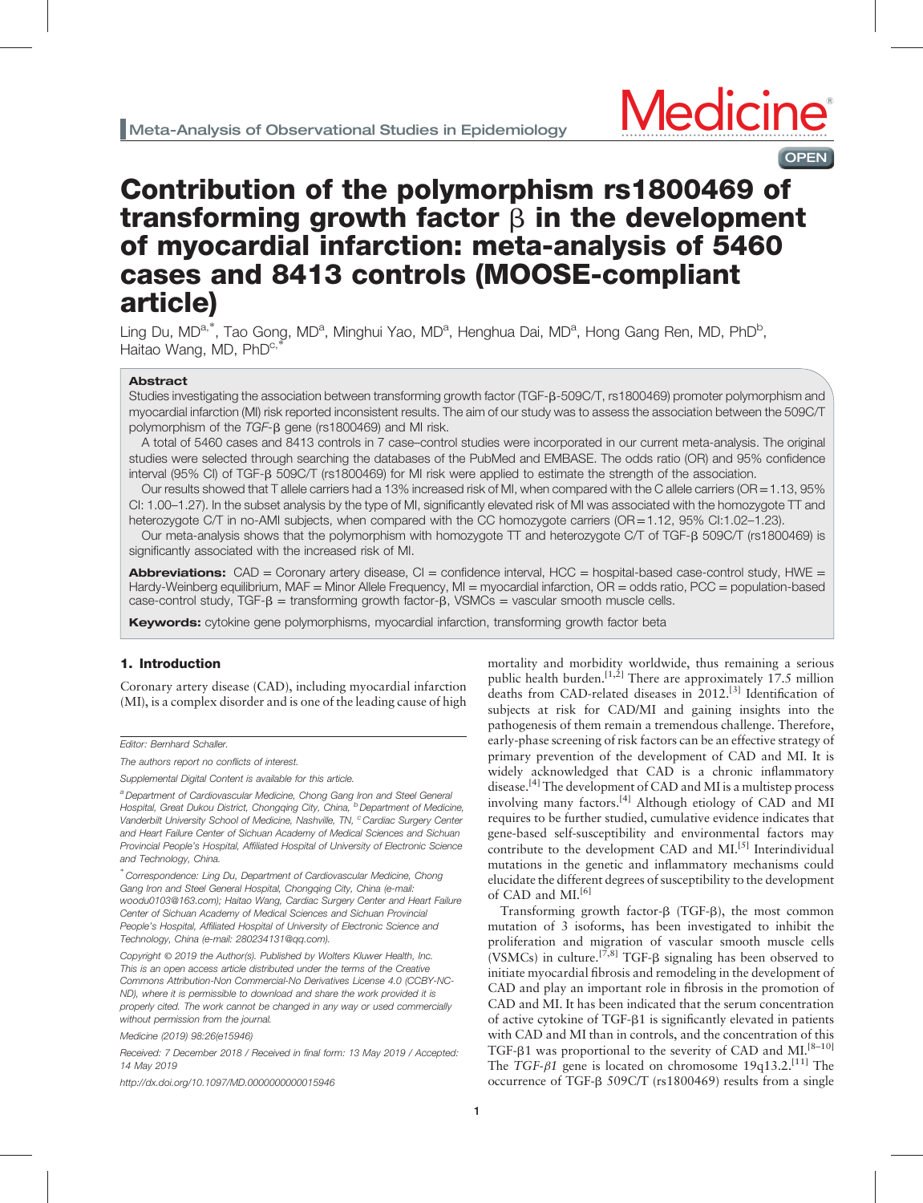Meta-Analysis of Observational Studies in Epidemiology

# Contribution of the polymorphism rs1800469 of transforming growth factor β in the development of myocardial infarction: meta-analysis of 5460 cases and 8413 controls (MOOSE-compliant article)

Ling Du, MD[a,*], Tao Gong, MD[a], Minghui Yao, MD[a], Henghua Dai, MD[a], Hong Gang Ren, MD, PhD[b], Haitao Wang, MD, PhD[c,*]

## Abstract

Studies investigating the association between transforming growth factor (TGF-β-509C/T, rs1800469) promoter polymorphism and myocardial infarction (MI) risk reported inconsistent results. The aim of our study was to assess the association between the 509C/T polymorphism of the *TGF-β* gene (rs1800469) and MI risk.

A total of 5460 cases and 8413 controls in 7 case–control studies were incorporated in our current meta-analysis. The original studies were selected through searching the databases of the PubMed and EMBASE. The odds ratio (OR) and 95% confidence interval (95% CI) of TGF-β 509C/T (rs1800469) for MI risk were applied to estimate the strength of the association.

Our results showed that T allele carriers had a 13% increased risk of MI, when compared with the C allele carriers (OR = 1.13, 95% CI: 1.00–1.27). In the subset analysis by the type of MI, significantly elevated risk of MI was associated with the homozygote TT and heterozygote C/T in no-AMI subjects, when compared with the CC homozygote carriers (OR = 1.12, 95% CI:1.02–1.23).

Our meta-analysis shows that the polymorphism with homozygote TT and heterozygote C/T of TGF-β 509C/T (rs1800469) is significantly associated with the increased risk of MI.

**Abbreviations:** CAD = Coronary artery disease, CI = confidence interval, HCC = hospital-based case-control study, HWE = Hardy-Weinberg equilibrium, MAF = Minor Allele Frequency, MI = myocardial infarction, OR = odds ratio, PCC = population-based case-control study, TGF-β = transforming growth factor-β, VSMCs = vascular smooth muscle cells.

**Keywords:** cytokine gene polymorphisms, myocardial infarction, transforming growth factor beta

## 1. Introduction

Coronary artery disease (CAD), including myocardial infarction (MI), is a complex disorder and is one of the leading cause of high mortality and morbidity worldwide, thus remaining a serious public health burden.[1,2] There are approximately 17.5 million deaths from CAD-related diseases in 2012.[3] Identification of subjects at risk for CAD/MI and gaining insights into the pathogenesis of them remain a tremendous challenge. Therefore, early-phase screening of risk factors can be an effective strategy of primary prevention of the development of CAD and MI. It is widely acknowledged that CAD is a chronic inflammatory disease.[4] The development of CAD and MI is a multistep process involving many factors.[4] Although etiology of CAD and MI requires to be further studied, cumulative evidence indicates that gene-based self-susceptibility and environmental factors may contribute to the development CAD and MI.[5] Interindividual mutations in the genetic and inflammatory mechanisms could elucidate the different degrees of susceptibility to the development of CAD and MI.[6]

Transforming growth factor-β (TGF-β), the most common mutation of 3 isoforms, has been investigated to inhibit the proliferation and migration of vascular smooth muscle cells (VSMCs) in culture.[7,8] TGF-β signaling has been observed to initiate myocardial fibrosis and remodeling in the development of CAD and play an important role in fibrosis in the promotion of CAD and MI. It has been indicated that the serum concentration of active cytokine of TGF-β1 is significantly elevated in patients with CAD and MI than in controls, and the concentration of this TGF-β1 was proportional to the severity of CAD and MI.[8–10] The *TGF-β1* gene is located on chromosome 19q13.2.[11] The occurrence of TGF-β 509C/T (rs1800469) results from a single

---

Editor: Bernhard Schaller.

The authors report no conflicts of interest.

Supplemental Digital Content is available for this article.

[a] Department of Cardiovascular Medicine, Chong Gang Iron and Steel General Hospital, Great Dukou District, Chongqing City, China, [b] Department of Medicine, Vanderbilt University School of Medicine, Nashville, TN, [c] Cardiac Surgery Center and Heart Failure Center of Sichuan Academy of Medical Sciences and Sichuan Provincial People's Hospital, Affiliated Hospital of University of Electronic Science and Technology, China.

[*] Correspondence: Ling Du, Department of Cardiovascular Medicine, Chong Gang Iron and Steel General Hospital, Chongqing City, China (e-mail: woodu0103@163.com); Haitao Wang, Cardiac Surgery Center and Heart Failure Center of Sichuan Academy of Medical Sciences and Sichuan Provincial People's Hospital, Affiliated Hospital of University of Electronic Science and Technology, China (e-mail: 280234131@qq.com).

Copyright © 2019 the Author(s). Published by Wolters Kluwer Health, Inc. This is an open access article distributed under the terms of the Creative Commons Attribution-Non Commercial-No Derivatives License 4.0 (CCBY-NC-ND), where it is permissible to download and share the work provided it is properly cited. The work cannot be changed in any way or used commercially without permission from the journal.

Medicine (2019) 98:26(e15946)

Received: 7 December 2018 / Received in final form: 13 May 2019 / Accepted: 14 May 2019

http://dx.doi.org/10.1097/MD.0000000000015946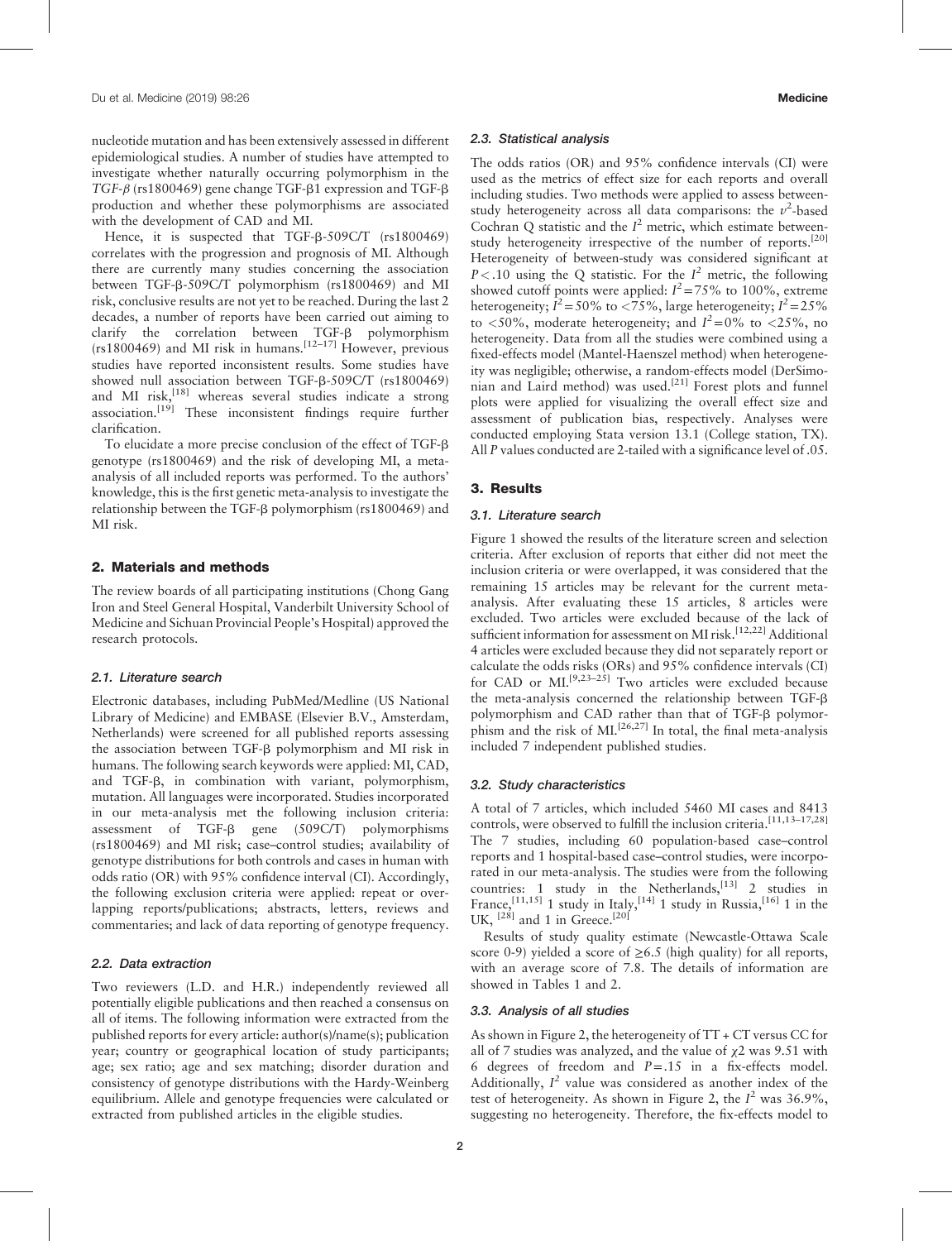nucleotide mutation and has been extensively assessed in different epidemiological studies. A number of studies have attempted to investigate whether naturally occurring polymorphism in the *TGF-β* (rs1800469) gene change TGF-β1 expression and TGF-β production and whether these polymorphisms are associated with the development of CAD and MI.

Hence, it is suspected that TGF-β-509C/T (rs1800469) correlates with the progression and prognosis of MI. Although there are currently many studies concerning the association between TGF-β-509C/T polymorphism (rs1800469) and MI risk, conclusive results are not yet to be reached. During the last 2 decades, a number of reports have been carried out aiming to clarify the correlation between TGF-β polymorphism (rs1800469) and MI risk in humans.[12–17] However, previous studies have reported inconsistent results. Some studies have showed null association between TGF-β-509C/T (rs1800469) and MI risk,[18] whereas several studies indicate a strong association.[19] These inconsistent findings require further clarification.

To elucidate a more precise conclusion of the effect of TGF-β genotype (rs1800469) and the risk of developing MI, a meta-analysis of all included reports was performed. To the authors' knowledge, this is the first genetic meta-analysis to investigate the relationship between the TGF-β polymorphism (rs1800469) and MI risk.

## 2. Materials and methods

The review boards of all participating institutions (Chong Gang Iron and Steel General Hospital, Vanderbilt University School of Medicine and Sichuan Provincial People's Hospital) approved the research protocols.

### 2.1. Literature search

Electronic databases, including PubMed/Medline (US National Library of Medicine) and EMBASE (Elsevier B.V., Amsterdam, Netherlands) were screened for all published reports assessing the association between TGF-β polymorphism and MI risk in humans. The following search keywords were applied: MI, CAD, and TGF-β, in combination with variant, polymorphism, mutation. All languages were incorporated. Studies incorporated in our meta-analysis met the following inclusion criteria: assessment of TGF-β gene (509C/T) polymorphisms (rs1800469) and MI risk; case–control studies; availability of genotype distributions for both controls and cases in human with odds ratio (OR) with 95% confidence interval (CI). Accordingly, the following exclusion criteria were applied: repeat or overlapping reports/publications; abstracts, letters, reviews and commentaries; and lack of data reporting of genotype frequency.

### 2.2. Data extraction

Two reviewers (L.D. and H.R.) independently reviewed all potentially eligible publications and then reached a consensus on all of items. The following information were extracted from the published reports for every article: author(s)/name(s); publication year; country or geographical location of study participants; age; sex ratio; age and sex matching; disorder duration and consistency of genotype distributions with the Hardy-Weinberg equilibrium. Allele and genotype frequencies were calculated or extracted from published articles in the eligible studies.

### 2.3. Statistical analysis

The odds ratios (OR) and 95% confidence intervals (CI) were used as the metrics of effect size for each reports and overall including studies. Two methods were applied to assess between-study heterogeneity across all data comparisons: the $\upsilon^2$-based Cochran Q statistic and the $I^2$ metric, which estimate between-study heterogeneity irrespective of the number of reports.[20] Heterogeneity of between-study was considered significant at $P<.10$ using the Q statistic. For the $I^2$ metric, the following showed cutoff points were applied: $I^2=75\%$ to 100%, extreme heterogeneity; $I^2=50\%$ to $<75\%$, large heterogeneity; $I^2=25\%$ to $<50\%$, moderate heterogeneity; and $I^2=0\%$ to $<25\%$, no heterogeneity. Data from all the studies were combined using a fixed-effects model (Mantel-Haenszel method) when heterogeneity was negligible; otherwise, a random-effects model (DerSimonian and Laird method) was used.[21] Forest plots and funnel plots were applied for visualizing the overall effect size and assessment of publication bias, respectively. Analyses were conducted employing Stata version 13.1 (College station, TX). All *P* values conducted are 2-tailed with a significance level of .05.

## 3. Results

### 3.1. Literature search

Figure 1 showed the results of the literature screen and selection criteria. After exclusion of reports that either did not meet the inclusion criteria or were overlapped, it was considered that the remaining 15 articles may be relevant for the current meta-analysis. After evaluating these 15 articles, 8 articles were excluded. Two articles were excluded because of the lack of sufficient information for assessment on MI risk.[12,22] Additional 4 articles were excluded because they did not separately report or calculate the odds risks (ORs) and 95% confidence intervals (CI) for CAD or MI.[9,23–25] Two articles were excluded because the meta-analysis concerned the relationship between TGF-β polymorphism and CAD rather than that of TGF-β polymorphism and the risk of MI.[26,27] In total, the final meta-analysis included 7 independent published studies.

### 3.2. Study characteristics

A total of 7 articles, which included 5460 MI cases and 8413 controls, were observed to fulfill the inclusion criteria.[11,13–17,28] The 7 studies, including 60 population-based case–control reports and 1 hospital-based case–control studies, were incorporated in our meta-analysis. The studies were from the following countries: 1 study in the Netherlands,[13] 2 studies in France,[11,15] 1 study in Italy,[14] 1 study in Russia,[16] 1 in the UK, [28] and 1 in Greece.[20]

Results of study quality estimate (Newcastle-Ottawa Scale score 0-9) yielded a score of ≥6.5 (high quality) for all reports, with an average score of 7.8. The details of information are showed in Tables 1 and 2.

### 3.3. Analysis of all studies

As shown in Figure 2, the heterogeneity of TT + CT versus CC for all of 7 studies was analyzed, and the value of $\chi2$ was 9.51 with 6 degrees of freedom and $P=.15$ in a fix-effects model. Additionally, $I^2$ value was considered as another index of the test of heterogeneity. As shown in Figure 2, the $I^2$ was 36.9%, suggesting no heterogeneity. Therefore, the fix-effects model to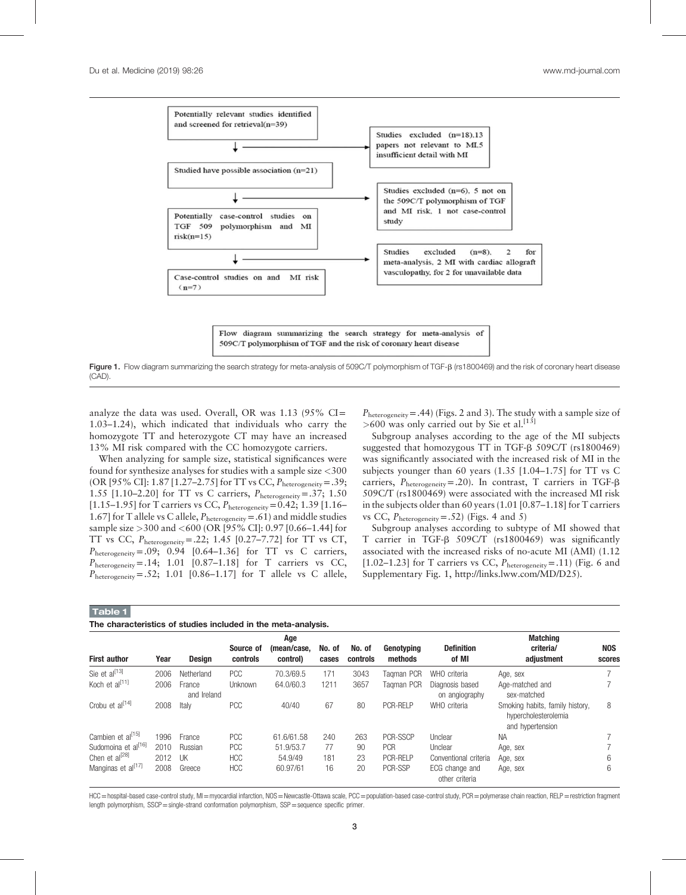Potentially relevant studies identified and screened for retrieval(n=39)

↓ → Studies excluded (n=18).13 papers not relevant to MI,5 insufficient detail with MI

Studied have possible association (n=21)

↓ → Studies excluded (n=6). 5 not on the 509C/T polymorphism of TGF and MI risk, 1 not case-control study

Potentially case-control studies on TGF 509 polymorphism and MI risk(n=15)

↓ → Studies excluded (n=8). 2 for meta-analysis, 2 MI with cardiac allograft vasculopathy, for 2 for unavailable data

Case-control studies on and MI risk (n=7)

Flow diagram summarizing the search strategy for meta-analysis of 509C/T polymorphism of TGF and the risk of coronary heart disease

**Figure 1.** Flow diagram summarizing the search strategy for meta-analysis of 509C/T polymorphism of TGF-β (rs1800469) and the risk of coronary heart disease (CAD).

analyze the data was used. Overall, OR was 1.13 (95% CI = 1.03–1.24), which indicated that individuals who carry the homozygote TT and heterozygote CT may have an increased 13% MI risk compared with the CC homozygote carriers.

When analyzing for sample size, statistical significances were found for synthesize analyses for studies with a sample size <300 (OR [95% CI]: 1.87 [1.27–2.75] for TT vs CC, $P_{heterogeneity}$ = .39; 1.55 [1.10–2.20] for TT vs C carriers, $P_{heterogeneity}$ = .37; 1.50 [1.15–1.95] for T carriers vs CC, $P_{heterogeneity}$ = 0.42; 1.39 [1.16–1.67] for T allele vs C allele, $P_{heterogeneity}$ = .61) and middle studies sample size >300 and <600 (OR [95% CI]: 0.97 [0.66–1.44] for TT vs CC, $P_{heterogeneity}$ = .22; 1.45 [0.27–7.72] for TT vs CT, $P_{heterogeneity}$ = .09; 0.94 [0.64–1.36] for TT vs C carriers, $P_{heterogeneity}$ = .14; 1.01 [0.87–1.18] for T carriers vs CC, $P_{heterogeneity}$ = .52; 1.01 [0.86–1.17] for T allele vs C allele, $P_{heterogeneity}$ = .44) (Figs. 2 and 3). The study with a sample size of >600 was only carried out by Sie et al.[13]

Subgroup analyses according to the age of the MI subjects suggested that homozygous TT in TGF-β 509C/T (rs1800469) was significantly associated with the increased risk of MI in the subjects younger than 60 years (1.35 [1.04–1.75] for TT vs C carriers, $P_{heterogeneity}$ = .20). In contrast, T carriers in TGF-β 509C/T (rs1800469) were associated with the increased MI risk in the subjects older than 60 years (1.01 [0.87–1.18] for T carriers vs CC, $P_{heterogeneity}$ = .52) (Figs. 4 and 5)

Subgroup analyses according to subtype of MI showed that T carrier in TGF-β 509C/T (rs1800469) was significantly associated with the increased risks of no-acute MI (AMI) (1.12 [1.02–1.23] for T carriers vs CC, $P_{heterogeneity}$ = .11) (Fig. 6 and Supplementary Fig. 1, http://links.lww.com/MD/D25).

**Table 1**

**The characteristics of studies included in the meta-analysis.**

| First author | Year | Design | Source of controls | Age (mean/case, control) | No. of cases | No. of controls | Genotyping methods | Definition of MI | Matching criteria/ adjustment | NOS scores |
|---|---|---|---|---|---|---|---|---|---|---|
| Sie et al[13] | 2006 | Netherland | PCC | 70.3/69.5 | 171 | 3043 | Taqman PCR | WHO criteria | Age, sex | 7 |
| Koch et al[11] | 2006 | France and Ireland | Unknown | 64.0/60.3 | 1211 | 3657 | Taqman PCR | Diagnosis based on angiography | Age-matched and sex-matched | 7 |
| Crobu et al[14] | 2008 | Italy | PCC | 40/40 | 67 | 80 | PCR-RELP | WHO criteria | Smoking habits, family history, hypercholesterolemia and hypertension | 8 |
| Cambien et al[15] | 1996 | France | PCC | 61.6/61.58 | 240 | 263 | PCR-SSCP | Unclear | NA | 7 |
| Sudomoina et al[16] | 2010 | Russian | PCC | 51.9/53.7 | 77 | 90 | PCR | Unclear | Age, sex | 7 |
| Chen et al[28] | 2012 | UK | HCC | 54.9/49 | 181 | 23 | PCR-RELP | Conventional criteria | Age, sex | 6 |
| Manginas et al[17] | 2008 | Greece | HCC | 60.97/61 | 16 | 20 | PCR-SSP | ECG change and other criteria | Age, sex | 6 |

HCC = hospital-based case-control study, MI = myocardial infarction, NOS = Newcastle-Ottawa scale, PCC = population-based case-control study, PCR = polymerase chain reaction, RELP = restriction fragment length polymorphism, SSCP = single-strand conformation polymorphism, SSP = sequence specific primer.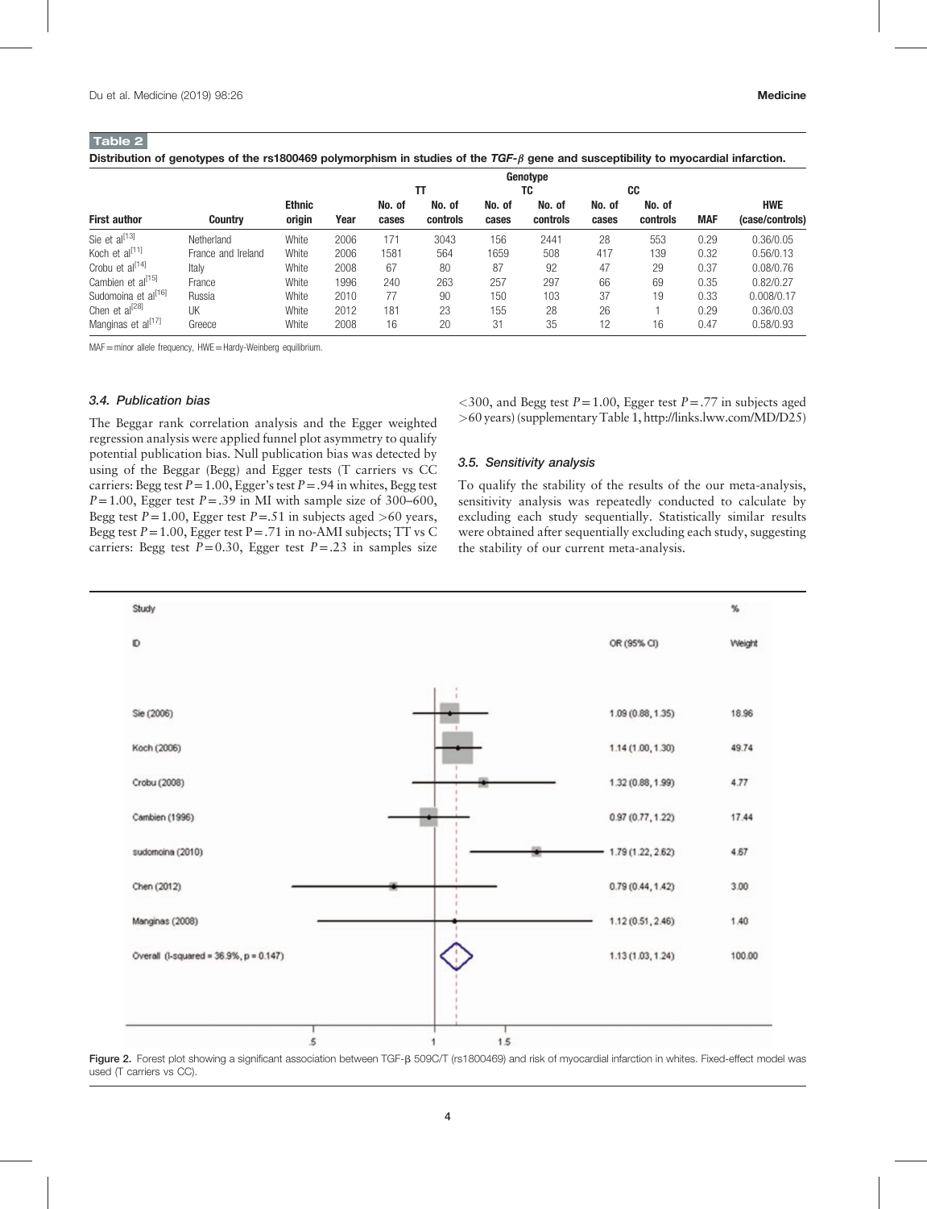**Table 2**

Distribution of genotypes of the rs1800469 polymorphism in studies of the *TGF-β* gene and susceptibility to myocardial infarction.

| First author | Country | Ethnic origin | Year | TT No. of cases | TT No. of controls | TC No. of cases | TC No. of controls | CC No. of cases | CC No. of controls | MAF | HWE (case/controls) |
|---|---|---|---|---|---|---|---|---|---|---|---|
| Sie et al[13] | Netherland | White | 2006 | 171 | 3043 | 156 | 2441 | 28 | 553 | 0.29 | 0.36/0.05 |
| Koch et al[11] | France and Ireland | White | 2006 | 1581 | 564 | 1659 | 508 | 417 | 139 | 0.32 | 0.56/0.13 |
| Crobu et al[14] | Italy | White | 2008 | 67 | 80 | 87 | 92 | 47 | 29 | 0.37 | 0.08/0.76 |
| Cambien et al[15] | France | White | 1996 | 240 | 263 | 257 | 297 | 66 | 69 | 0.35 | 0.82/0.27 |
| Sudomoina et al[16] | Russia | White | 2010 | 77 | 90 | 150 | 103 | 37 | 19 | 0.33 | 0.008/0.17 |
| Chen et al[28] | UK | White | 2012 | 181 | 23 | 155 | 28 | 26 | 1 | 0.29 | 0.36/0.03 |
| Manginas et al[17] | Greece | White | 2008 | 16 | 20 | 31 | 35 | 12 | 16 | 0.47 | 0.58/0.93 |

MAF = minor allele frequency, HWE = Hardy-Weinberg equilibrium.

### 3.4. Publication bias

The Beggar rank correlation analysis and the Egger weighted regression analysis were applied funnel plot asymmetry to qualify potential publication bias. Null publication bias was detected by using of the Beggar (Begg) and Egger tests (T carriers vs CC carriers: Begg test $P = 1.00$, Egger's test $P = .94$ in whites, Begg test $P = 1.00$, Egger test $P = .39$ in MI with sample size of 300–600, Begg test $P = 1.00$, Egger test $P = .51$ in subjects aged >60 years, Begg test $P = 1.00$, Egger test $P = .71$ in no-AMI subjects; TT vs C carriers: Begg test $P = 0.30$, Egger test $P = .23$ in samples size <300, and Begg test $P = 1.00$, Egger test $P = .77$ in subjects aged >60 years) (supplementary Table 1, http://links.lww.com/MD/D25)

### 3.5. Sensitivity analysis

To qualify the stability of the results of the our meta-analysis, sensitivity analysis was repeatedly conducted to calculate by excluding each study sequentially. Statistically similar results were obtained after sequentially excluding each study, suggesting the stability of our current meta-analysis.

| Study ID | OR (95% CI) | % Weight |
|---|---|---|
| Sie (2006) | 1.09 (0.88, 1.35) | 18.96 |
| Koch (2006) | 1.14 (1.00, 1.30) | 49.74 |
| Crobu (2008) | 1.32 (0.88, 1.99) | 4.77 |
| Cambien (1996) | 0.97 (0.77, 1.22) | 17.44 |
| sudomoina (2010) | 1.79 (1.22, 2.62) | 4.67 |
| Chen (2012) | 0.79 (0.44, 1.42) | 3.00 |
| Manginas (2008) | 1.12 (0.51, 2.46) | 1.40 |
| Overall (I-squared = 36.9%, p = 0.147) | 1.13 (1.03, 1.24) | 100.00 |

Figure 2. Forest plot showing a significant association between TGF-β 509C/T (rs1800469) and risk of myocardial infarction in whites. Fixed-effect model was used (T carriers vs CC).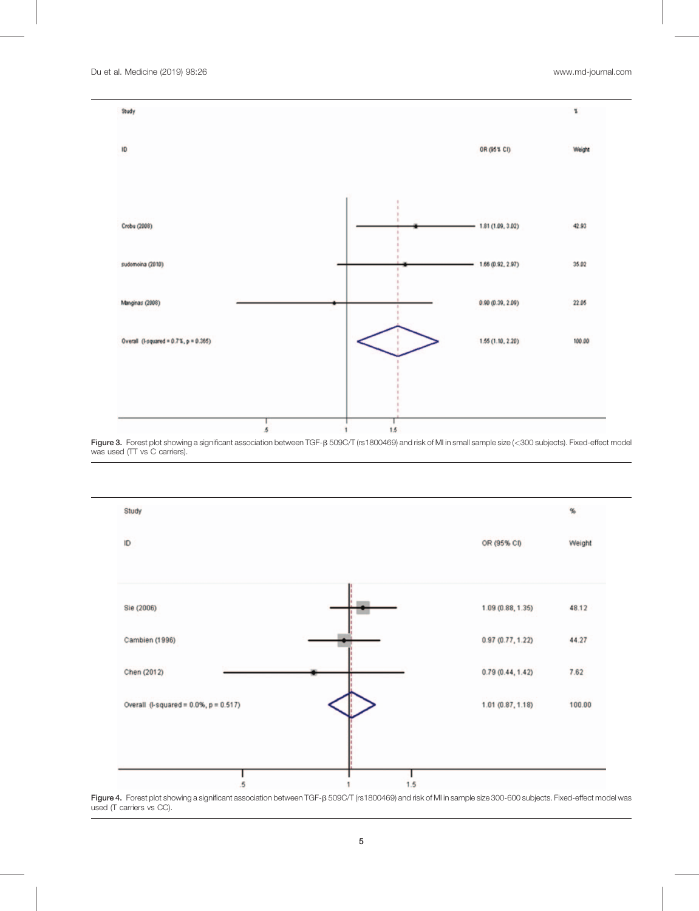| Study ID | OR (95% CI) | % Weight |
|---|---|---|
| Crobu (2008) | 1.81 (1.09, 3.02) | 42.93 |
| sudomoina (2010) | 1.66 (0.92, 2.97) | 35.02 |
| Manginas (2008) | 0.90 (0.39, 2.09) | 22.05 |
| Overall (I-squared = 0.7%, p = 0.365) | 1.55 (1.10, 2.20) | 100.00 |

Figure 3. Forest plot showing a significant association between TGF-β 509C/T (rs1800469) and risk of MI in small sample size (<300 subjects). Fixed-effect model was used (TT vs C carriers).

| Study ID | OR (95% CI) | % Weight |
|---|---|---|
| Sie (2006) | 1.09 (0.88, 1.35) | 48.12 |
| Cambien (1996) | 0.97 (0.77, 1.22) | 44.27 |
| Chen (2012) | 0.79 (0.44, 1.42) | 7.62 |
| Overall (I-squared = 0.0%, p = 0.517) | 1.01 (0.87, 1.18) | 100.00 |

Figure 4. Forest plot showing a significant association between TGF-β 509C/T (rs1800469) and risk of MI in sample size 300-600 subjects. Fixed-effect model was used (T carriers vs CC).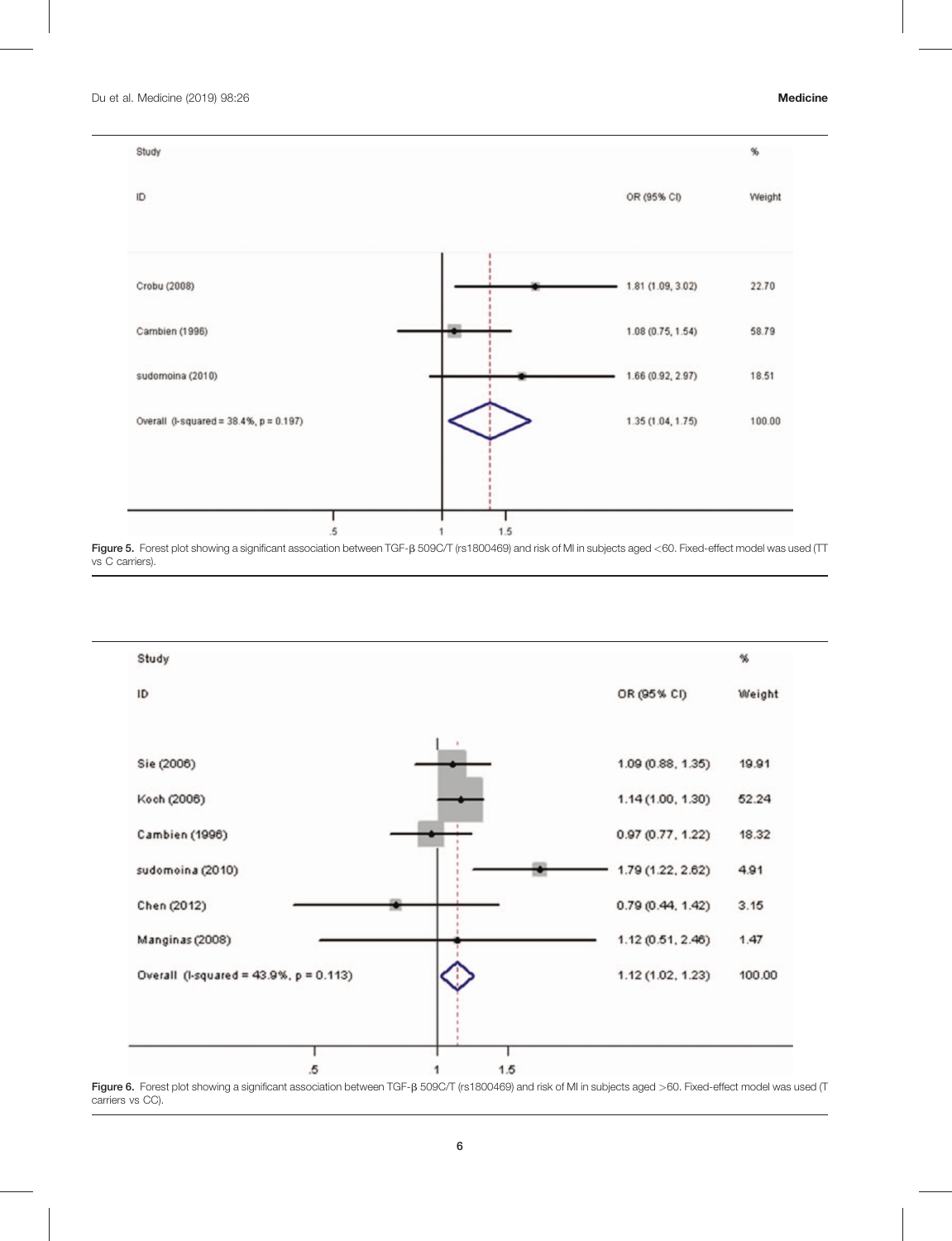| Study ID | OR (95% CI) | % Weight |
|---|---|---|
| Crobu (2008) | 1.81 (1.09, 3.02) | 22.70 |
| Cambien (1996) | 1.08 (0.75, 1.54) | 58.79 |
| sudomoina (2010) | 1.66 (0.92, 2.97) | 18.51 |
| Overall (I-squared = 38.4%, p = 0.197) | 1.35 (1.04, 1.75) | 100.00 |

Figure 5. Forest plot showing a significant association between TGF-β 509C/T (rs1800469) and risk of MI in subjects aged <60. Fixed-effect model was used (TT vs C carriers).

| Study ID | OR (95% CI) | % Weight |
|---|---|---|
| Sie (2006) | 1.09 (0.88, 1.35) | 19.91 |
| Koch (2006) | 1.14 (1.00, 1.30) | 52.24 |
| Cambien (1996) | 0.97 (0.77, 1.22) | 18.32 |
| sudomoina (2010) | 1.79 (1.22, 2.62) | 4.91 |
| Chen (2012) | 0.79 (0.44, 1.42) | 3.15 |
| Manginas (2008) | 1.12 (0.51, 2.46) | 1.47 |
| Overall (I-squared = 43.9%, p = 0.113) | 1.12 (1.02, 1.23) | 100.00 |

Figure 6. Forest plot showing a significant association between TGF-β 509C/T (rs1800469) and risk of MI in subjects aged >60. Fixed-effect model was used (T carriers vs CC).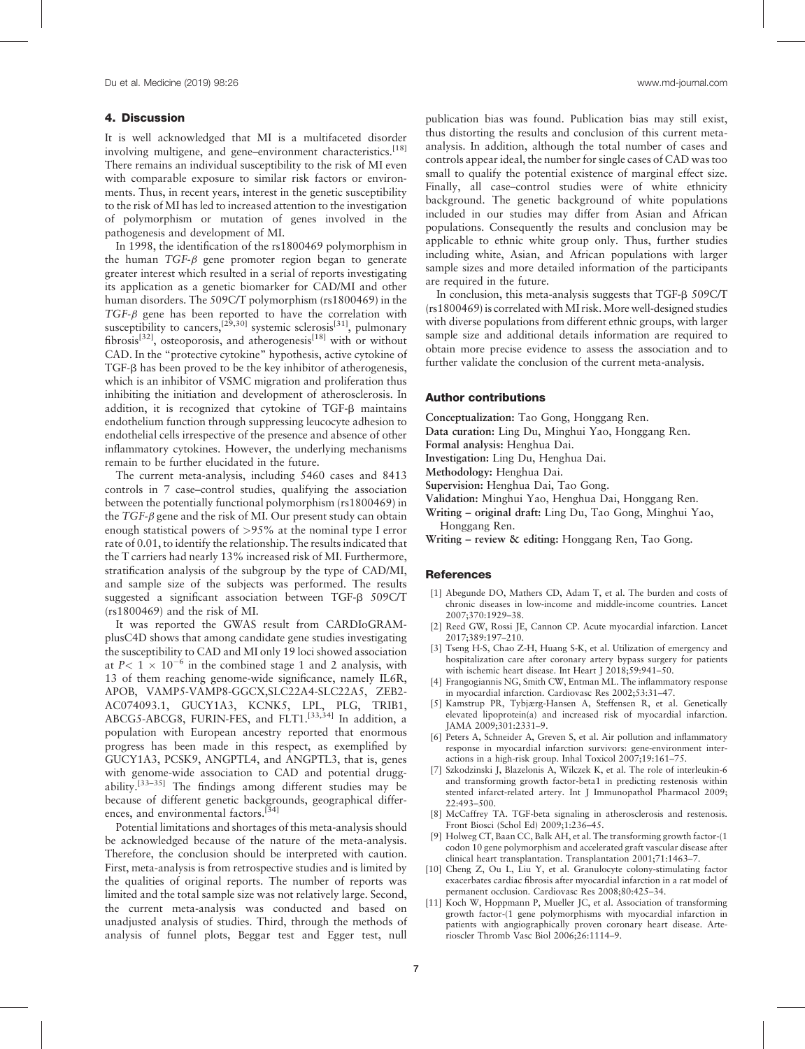## 4. Discussion

It is well acknowledged that MI is a multifaceted disorder involving multigene, and gene–environment characteristics.[18] There remains an individual susceptibility to the risk of MI even with comparable exposure to similar risk factors or environments. Thus, in recent years, interest in the genetic susceptibility to the risk of MI has led to increased attention to the investigation of polymorphism or mutation of genes involved in the pathogenesis and development of MI.

In 1998, the identification of the rs1800469 polymorphism in the human *TGF-β* gene promoter region began to generate greater interest which resulted in a serial of reports investigating its application as a genetic biomarker for CAD/MI and other human disorders. The 509C/T polymorphism (rs1800469) in the *TGF-β* gene has been reported to have the correlation with susceptibility to cancers,[29,30] systemic sclerosis[31], pulmonary fibrosis[32], osteoporosis, and atherogenesis[18] with or without CAD. In the "protective cytokine" hypothesis, active cytokine of TGF-β has been proved to be the key inhibitor of atherogenesis, which is an inhibitor of VSMC migration and proliferation thus inhibiting the initiation and development of atherosclerosis. In addition, it is recognized that cytokine of TGF-β maintains endothelium function through suppressing leucocyte adhesion to endothelial cells irrespective of the presence and absence of other inflammatory cytokines. However, the underlying mechanisms remain to be further elucidated in the future.

The current meta-analysis, including 5460 cases and 8413 controls in 7 case–control studies, qualifying the association between the potentially functional polymorphism (rs1800469) in the *TGF-β* gene and the risk of MI. Our present study can obtain enough statistical powers of >95% at the nominal type I error rate of 0.01, to identify the relationship. The results indicated that the T carriers had nearly 13% increased risk of MI. Furthermore, stratification analysis of the subgroup by the type of CAD/MI, and sample size of the subjects was performed. The results suggested a significant association between TGF-β 509C/T (rs1800469) and the risk of MI.

It was reported the GWAS result from CARDIoGRAMplusC4D shows that among candidate gene studies investigating the susceptibility to CAD and MI only 19 loci showed association at $P < 1 \times 10^{-6}$ in the combined stage 1 and 2 analysis, with 13 of them reaching genome-wide significance, namely IL6R, APOB, VAMP5-VAMP8-GGCX,SLC22A4-SLC22A5, ZEB2-AC074093.1, GUCY1A3, KCNK5, LPL, PLG, TRIB1, ABCG5-ABCG8, FURIN-FES, and FLT1.[33,34] In addition, a population with European ancestry reported that enormous progress has been made in this respect, as exemplified by GUCY1A3, PCSK9, ANGPTL4, and ANGPTL3, that is, genes with genome-wide association to CAD and potential druggability.[33–35] The findings among different studies may be because of different genetic backgrounds, geographical differences, and environmental factors.[34]

Potential limitations and shortages of this meta-analysis should be acknowledged because of the nature of the meta-analysis. Therefore, the conclusion should be interpreted with caution. First, meta-analysis is from retrospective studies and is limited by the qualities of original reports. The number of reports was limited and the total sample size was not relatively large. Second, the current meta-analysis was conducted and based on unadjusted analysis of studies. Third, through the methods of analysis of funnel plots, Beggar test and Egger test, null publication bias was found. Publication bias may still exist, thus distorting the results and conclusion of this current meta-analysis. In addition, although the total number of cases and controls appear ideal, the number for single cases of CAD was too small to qualify the potential existence of marginal effect size. Finally, all case–control studies were of white ethnicity background. The genetic background of white populations included in our studies may differ from Asian and African populations. Consequently the results and conclusion may be applicable to ethnic white group only. Thus, further studies including white, Asian, and African populations with larger sample sizes and more detailed information of the participants are required in the future.

In conclusion, this meta-analysis suggests that TGF-β 509C/T (rs1800469) is correlated with MI risk. More well-designed studies with diverse populations from different ethnic groups, with larger sample size and additional details information are required to obtain more precise evidence to assess the association and to further validate the conclusion of the current meta-analysis.

## Author contributions

**Conceptualization:** Tao Gong, Honggang Ren.
**Data curation:** Ling Du, Minghui Yao, Honggang Ren.
**Formal analysis:** Henghua Dai.
**Investigation:** Ling Du, Henghua Dai.
**Methodology:** Henghua Dai.
**Supervision:** Henghua Dai, Tao Gong.
**Validation:** Minghui Yao, Henghua Dai, Honggang Ren.
**Writing – original draft:** Ling Du, Tao Gong, Minghui Yao, Honggang Ren.
**Writing – review & editing:** Honggang Ren, Tao Gong.

## References

[1] Abegunde DO, Mathers CD, Adam T, et al. The burden and costs of chronic diseases in low-income and middle-income countries. Lancet 2007;370:1929–38.

[2] Reed GW, Rossi JE, Cannon CP. Acute myocardial infarction. Lancet 2017;389:197–210.

[3] Tseng H-S, Chao Z-H, Huang S-K, et al. Utilization of emergency and hospitalization care after coronary artery bypass surgery for patients with ischemic heart disease. Int Heart J 2018;59:941–50.

[4] Frangogiannis NG, Smith CW, Entman ML. The inflammatory response in myocardial infarction. Cardiovasc Res 2002;53:31–47.

[5] Kamstrup PR, Tybjærg-Hansen A, Steffensen R, et al. Genetically elevated lipoprotein(a) and increased risk of myocardial infarction. JAMA 2009;301:2331–9.

[6] Peters A, Schneider A, Greven S, et al. Air pollution and inflammatory response in myocardial infarction survivors: gene-environment interactions in a high-risk group. Inhal Toxicol 2007;19:161–75.

[7] Szkodzinski J, Blazelonis A, Wilczek K, et al. The role of interleukin-6 and transforming growth factor-beta1 in predicting restenosis within stented infarct-related artery. Int J Immunopathol Pharmacol 2009; 22:493–500.

[8] McCaffrey TA. TGF-beta signaling in atherosclerosis and restenosis. Front Biosci (Schol Ed) 2009;1:236–45.

[9] Holweg CT, Baan CC, Balk AH, et al. The transforming growth factor-(1 codon 10 gene polymorphism and accelerated graft vascular disease after clinical heart transplantation. Transplantation 2001;71:1463–7.

[10] Cheng Z, Ou L, Liu Y, et al. Granulocyte colony-stimulating factor exacerbates cardiac fibrosis after myocardial infarction in a rat model of permanent occlusion. Cardiovasc Res 2008;80:425–34.

[11] Koch W, Hoppmann P, Mueller JC, et al. Association of transforming growth factor-(1 gene polymorphisms with myocardial infarction in patients with angiographically proven coronary heart disease. Arterioscler Thromb Vasc Biol 2006;26:1114–9.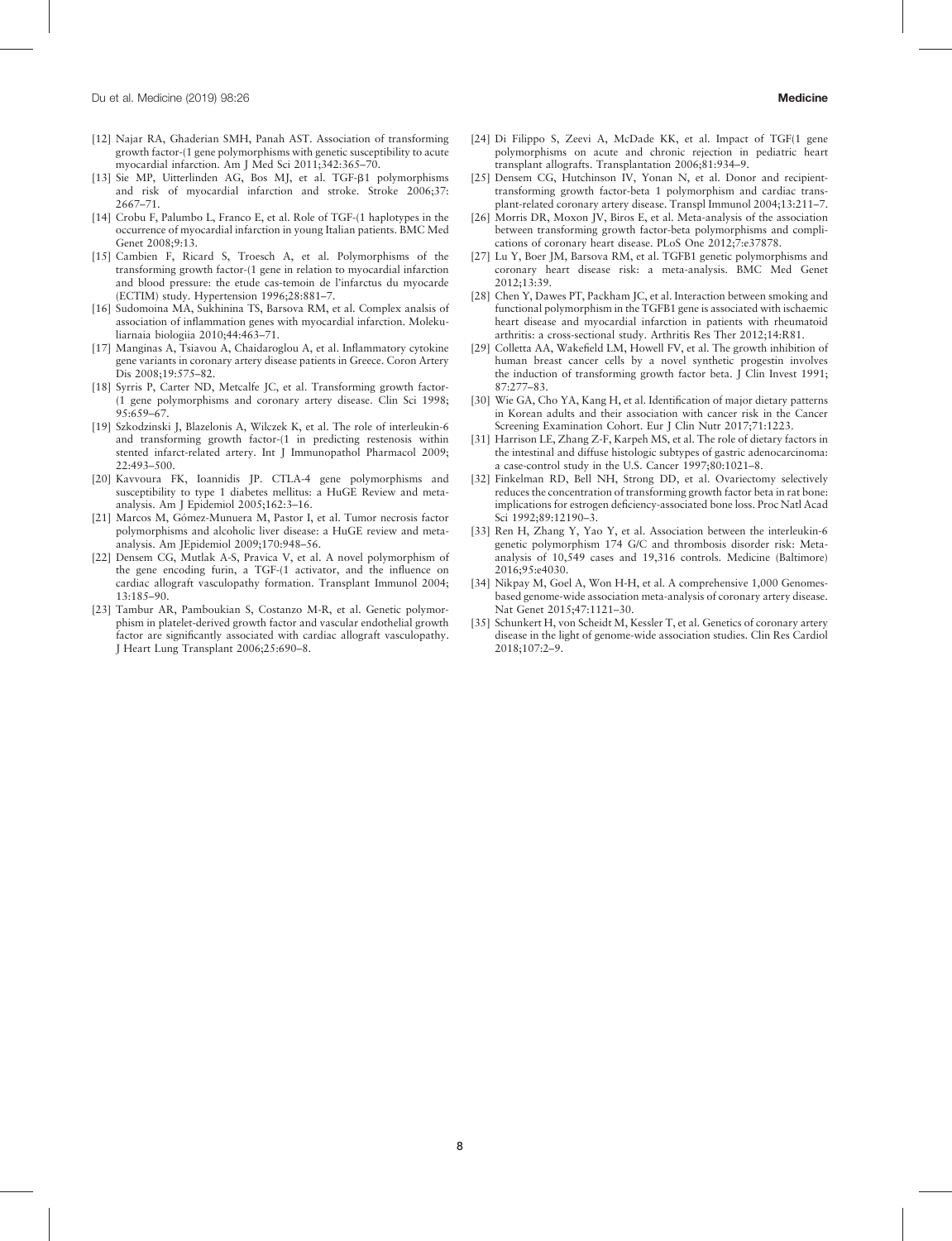[12] Najar RA, Ghaderian SMH, Panah AST. Association of transforming growth factor-(1 gene polymorphisms with genetic susceptibility to acute myocardial infarction. Am J Med Sci 2011;342:365–70.

[13] Sie MP, Uitterlinden AG, Bos MJ, et al. TGF-β1 polymorphisms and risk of myocardial infarction and stroke. Stroke 2006;37: 2667–71.

[14] Crobu F, Palumbo L, Franco E, et al. Role of TGF-(1 haplotypes in the occurrence of myocardial infarction in young Italian patients. BMC Med Genet 2008;9:13.

[15] Cambien F, Ricard S, Troesch A, et al. Polymorphisms of the transforming growth factor-(1 gene in relation to myocardial infarction and blood pressure: the etude cas-temoin de l'infarctus du myocarde (ECTIM) study. Hypertension 1996;28:881–7.

[16] Sudomoina MA, Sukhinina TS, Barsova RM, et al. Complex analsis of association of inflammation genes with myocardial infarction. Molekuliarnaia biologiia 2010;44:463–71.

[17] Manginas A, Tsiavou A, Chaidaroglou A, et al. Inflammatory cytokine gene variants in coronary artery disease patients in Greece. Coron Artery Dis 2008;19:575–82.

[18] Syrris P, Carter ND, Metcalfe JC, et al. Transforming growth factor-(1 gene polymorphisms and coronary artery disease. Clin Sci 1998; 95:659–67.

[19] Szkodzinski J, Blazelonis A, Wilczek K, et al. The role of interleukin-6 and transforming growth factor-(1 in predicting restenosis within stented infarct-related artery. Int J Immunopathol Pharmacol 2009; 22:493–500.

[20] Kavvoura FK, Ioannidis JP. CTLA-4 gene polymorphisms and susceptibility to type 1 diabetes mellitus: a HuGE Review and meta-analysis. Am J Epidemiol 2005;162:3–16.

[21] Marcos M, Gómez-Munuera M, Pastor I, et al. Tumor necrosis factor polymorphisms and alcoholic liver disease: a HuGE review and meta-analysis. Am JEpidemiol 2009;170:948–56.

[22] Densem CG, Mutlak A-S, Pravica V, et al. A novel polymorphism of the gene encoding furin, a TGF-(1 activator, and the influence on cardiac allograft vasculopathy formation. Transplant Immunol 2004; 13:185–90.

[23] Tambur AR, Pamboukian S, Costanzo M-R, et al. Genetic polymorphism in platelet-derived growth factor and vascular endothelial growth factor are significantly associated with cardiac allograft vasculopathy. J Heart Lung Transplant 2006;25:690–8.

[24] Di Filippo S, Zeevi A, McDade KK, et al. Impact of TGF(1 gene polymorphisms on acute and chronic rejection in pediatric heart transplant allografts. Transplantation 2006;81:934–9.

[25] Densem CG, Hutchinson IV, Yonan N, et al. Donor and recipient-transforming growth factor-beta 1 polymorphism and cardiac transplant-related coronary artery disease. Transpl Immunol 2004;13:211–7.

[26] Morris DR, Moxon JV, Biros E, et al. Meta-analysis of the association between transforming growth factor-beta polymorphisms and complications of coronary heart disease. PLoS One 2012;7:e37878.

[27] Lu Y, Boer JM, Barsova RM, et al. TGFB1 genetic polymorphisms and coronary heart disease risk: a meta-analysis. BMC Med Genet 2012;13:39.

[28] Chen Y, Dawes PT, Packham JC, et al. Interaction between smoking and functional polymorphism in the TGFB1 gene is associated with ischaemic heart disease and myocardial infarction in patients with rheumatoid arthritis: a cross-sectional study. Arthritis Res Ther 2012;14:R81.

[29] Colletta AA, Wakefield LM, Howell FV, et al. The growth inhibition of human breast cancer cells by a novel synthetic progestin involves the induction of transforming growth factor beta. J Clin Invest 1991; 87:277–83.

[30] Wie GA, Cho YA, Kang H, et al. Identification of major dietary patterns in Korean adults and their association with cancer risk in the Cancer Screening Examination Cohort. Eur J Clin Nutr 2017;71:1223.

[31] Harrison LE, Zhang Z-F, Karpeh MS, et al. The role of dietary factors in the intestinal and diffuse histologic subtypes of gastric adenocarcinoma: a case-control study in the U.S. Cancer 1997;80:1021–8.

[32] Finkelman RD, Bell NH, Strong DD, et al. Ovariectomy selectively reduces the concentration of transforming growth factor beta in rat bone: implications for estrogen deficiency-associated bone loss. Proc Natl Acad Sci 1992;89:12190–3.

[33] Ren H, Zhang Y, Yao Y, et al. Association between the interleukin-6 genetic polymorphism 174 G/C and thrombosis disorder risk: Meta-analysis of 10,549 cases and 19,316 controls. Medicine (Baltimore) 2016;95:e4030.

[34] Nikpay M, Goel A, Won H-H, et al. A comprehensive 1,000 Genomes-based genome-wide association meta-analysis of coronary artery disease. Nat Genet 2015;47:1121–30.

[35] Schunkert H, von Scheidt M, Kessler T, et al. Genetics of coronary artery disease in the light of genome-wide association studies. Clin Res Cardiol 2018;107:2–9.